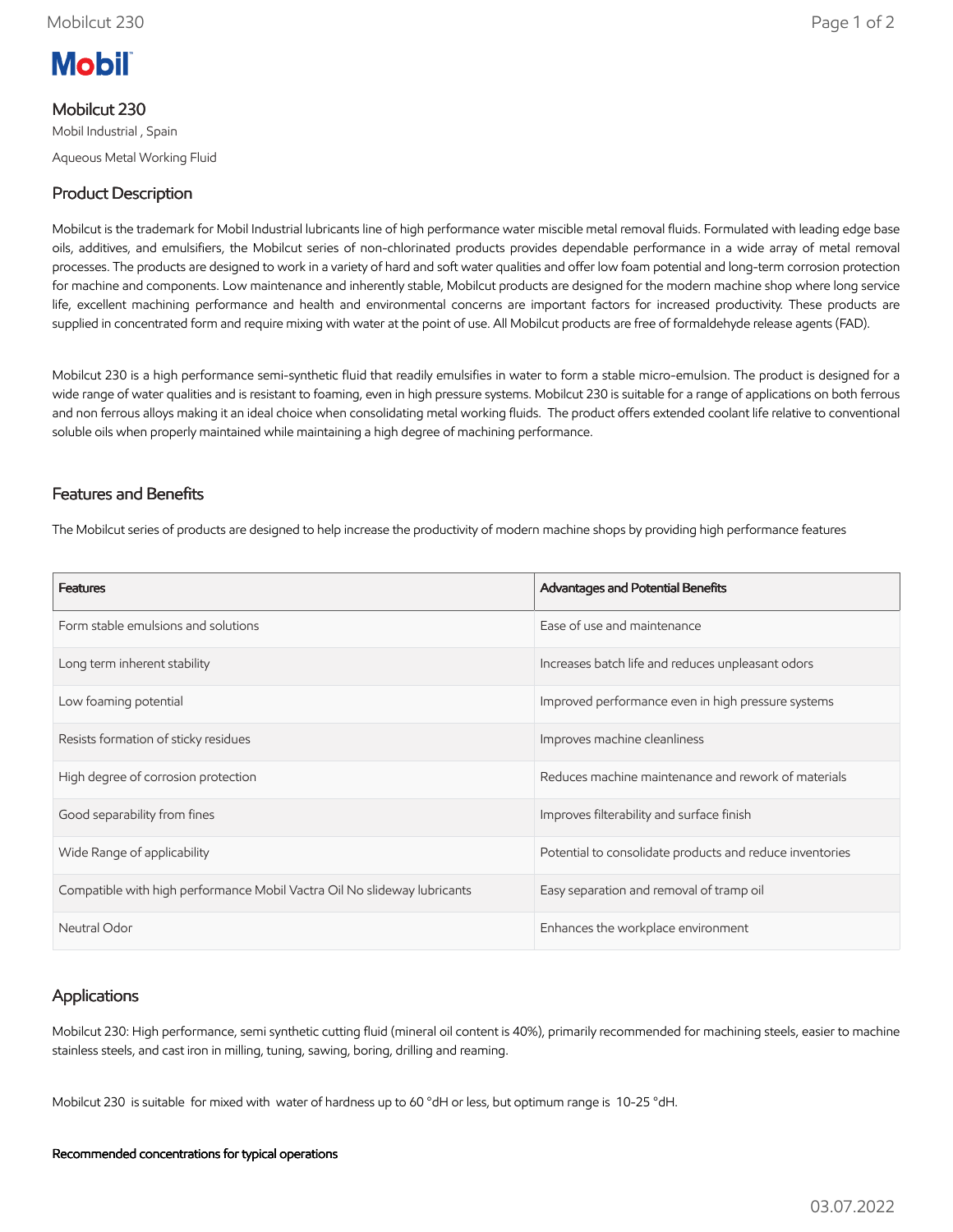# Mobilcut 230

Mobil Industrial , Spain

Aqueous Metal Working Fluid

## Product Description

Mobilcut is the trademark for Mobil Industrial lubricants line of high performance water miscible metal removal fluids. Formulated with leading edge base oils, additives, and emulsifiers, the Mobilcut series of non-chlorinated products provides dependable performance in a wide array of metal removal processes. The products are designed to work in a variety of hard and soft water qualities and offer low foam potential and long-term corrosion protection for machine and components. Low maintenance and inherently stable, Mobilcut products are designed for the modern machine shop where long service life, excellent machining performance and health and environmental concerns are important factors for increased productivity. These products are supplied in concentrated form and require mixing with water at the point of use. All Mobilcut products are free of formaldehyde release agents (FAD).

Mobilcut 230 is a high performance semi-synthetic fluid that readily emulsifies in water to form a stable micro-emulsion. The product is designed for a wide range of water qualities and is resistant to foaming, even in high pressure systems. Mobilcut 230 is suitable for a range of applications on both ferrous and non ferrous alloys making it an ideal choice when consolidating metal working fluids. The product offers extended coolant life relative to conventional soluble oils when properly maintained while maintaining a high degree of machining performance.

## Features and Benefits

The Mobilcut series of products are designed to help increase the productivity of modern machine shops by providing high performance features

| Features | Advantages and Potential Benefits |
|---|---|
| Form stable emulsions and solutions | Ease of use and maintenance |
| Long term inherent stability | Increases batch life and reduces unpleasant odors |
| Low foaming potential | Improved performance even in high pressure systems |
| Resists formation of sticky residues | Improves machine cleanliness |
| High degree of corrosion protection | Reduces machine maintenance and rework of materials |
| Good separability from fines | Improves filterability and surface finish |
| Wide Range of applicability | Potential to consolidate products and reduce inventories |
| Compatible with high performance Mobil Vactra Oil No slideway lubricants | Easy separation and removal of tramp oil |
| Neutral Odor | Enhances the workplace environment |

## Applications

Mobilcut 230: High performance, semi synthetic cutting fluid (mineral oil content is 40%), primarily recommended for machining steels, easier to machine stainless steels, and cast iron in milling, tuning, sawing, boring, drilling and reaming.

Mobilcut 230 is suitable for mixed with water of hardness up to 60 °dH or less, but optimum range is 10-25 °dH.

**Recommended concentrations for typical operations**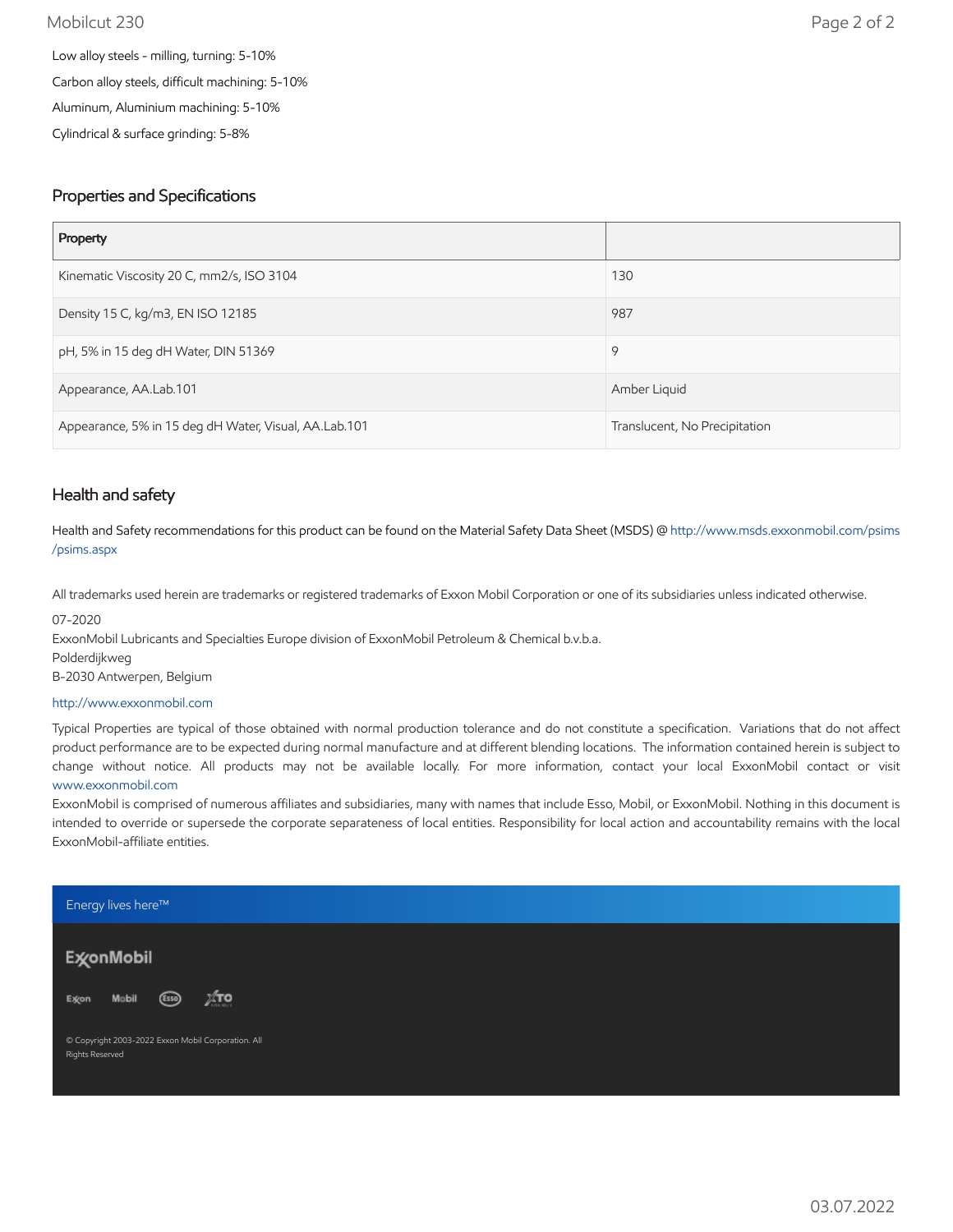Low alloy steels - milling, turning: 5-10%

Carbon alloy steels, difficult machining: 5-10%

Aluminum, Aluminium machining: 5-10%

Cylindrical & surface grinding: 5-8%

## Properties and Specifications

| Property | |
|---|---|
| Kinematic Viscosity 20 C, mm2/s, ISO 3104 | 130 |
| Density 15 C, kg/m3, EN ISO 12185 | 987 |
| pH, 5% in 15 deg dH Water, DIN 51369 | 9 |
| Appearance, AA.Lab.101 | Amber Liquid |
| Appearance, 5% in 15 deg dH Water, Visual, AA.Lab.101 | Translucent, No Precipitation |

## Health and safety

Health and Safety recommendations for this product can be found on the Material Safety Data Sheet (MSDS) @ http://www.msds.exxonmobil.com/psims/psims.aspx

All trademarks used herein are trademarks or registered trademarks of Exxon Mobil Corporation or one of its subsidiaries unless indicated otherwise.

07-2020
ExxonMobil Lubricants and Specialties Europe division of ExxonMobil Petroleum & Chemical b.v.b.a.
Polderdijkweg
B-2030 Antwerpen, Belgium

http://www.exxonmobil.com

Typical Properties are typical of those obtained with normal production tolerance and do not constitute a specification. Variations that do not affect product performance are to be expected during normal manufacture and at different blending locations. The information contained herein is subject to change without notice. All products may not be available locally. For more information, contact your local ExxonMobil contact or visit www.exxonmobil.com
ExxonMobil is comprised of numerous affiliates and subsidiaries, many with names that include Esso, Mobil, or ExxonMobil. Nothing in this document is intended to override or supersede the corporate separateness of local entities. Responsibility for local action and accountability remains with the local ExxonMobil-affiliate entities.

Energy lives here™

ExxonMobil

Exxon Mobil Esso XTO

© Copyright 2003-2022 Exxon Mobil Corporation. All Rights Reserved

03.07.2022